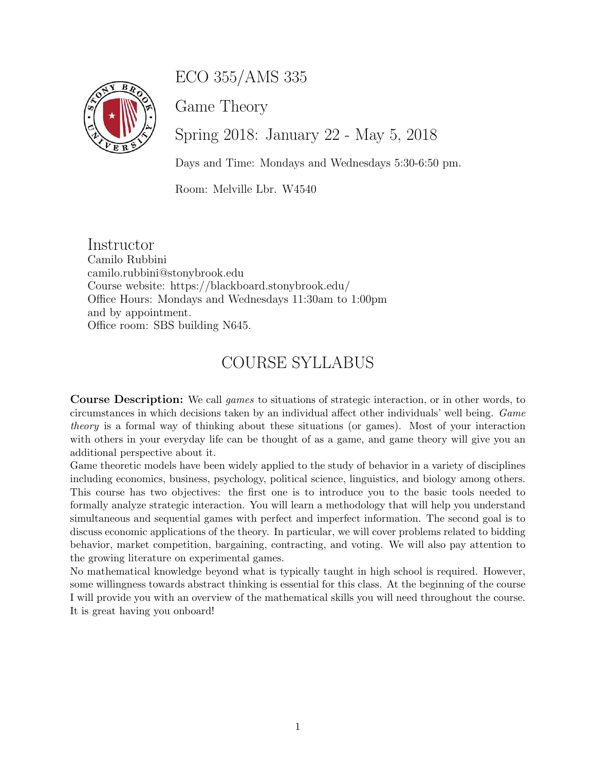# ECO 355/AMS 335

## Game Theory

## Spring 2018: January 22 - May 5, 2018

Days and Time: Mondays and Wednesdays 5:30-6:50 pm.

Room: Melville Lbr. W4540

## Instructor

Camilo Rubbini
camilo.rubbini@stonybrook.edu
Course website: https://blackboard.stonybrook.edu/
Office Hours: Mondays and Wednesdays 11:30am to 1:00pm
and by appointment.
Office room: SBS building N645.

# COURSE SYLLABUS

**Course Description:** We call *games* to situations of strategic interaction, or in other words, to circumstances in which decisions taken by an individual affect other individuals' well being. *Game theory* is a formal way of thinking about these situations (or games). Most of your interaction with others in your everyday life can be thought of as a game, and game theory will give you an additional perspective about it.

Game theoretic models have been widely applied to the study of behavior in a variety of disciplines including economics, business, psychology, political science, linguistics, and biology among others. This course has two objectives: the first one is to introduce you to the basic tools needed to formally analyze strategic interaction. You will learn a methodology that will help you understand simultaneous and sequential games with perfect and imperfect information. The second goal is to discuss economic applications of the theory. In particular, we will cover problems related to bidding behavior, market competition, bargaining, contracting, and voting. We will also pay attention to the growing literature on experimental games.

No mathematical knowledge beyond what is typically taught in high school is required. However, some willingness towards abstract thinking is essential for this class. At the beginning of the course I will provide you with an overview of the mathematical skills you will need throughout the course. It is great having you onboard!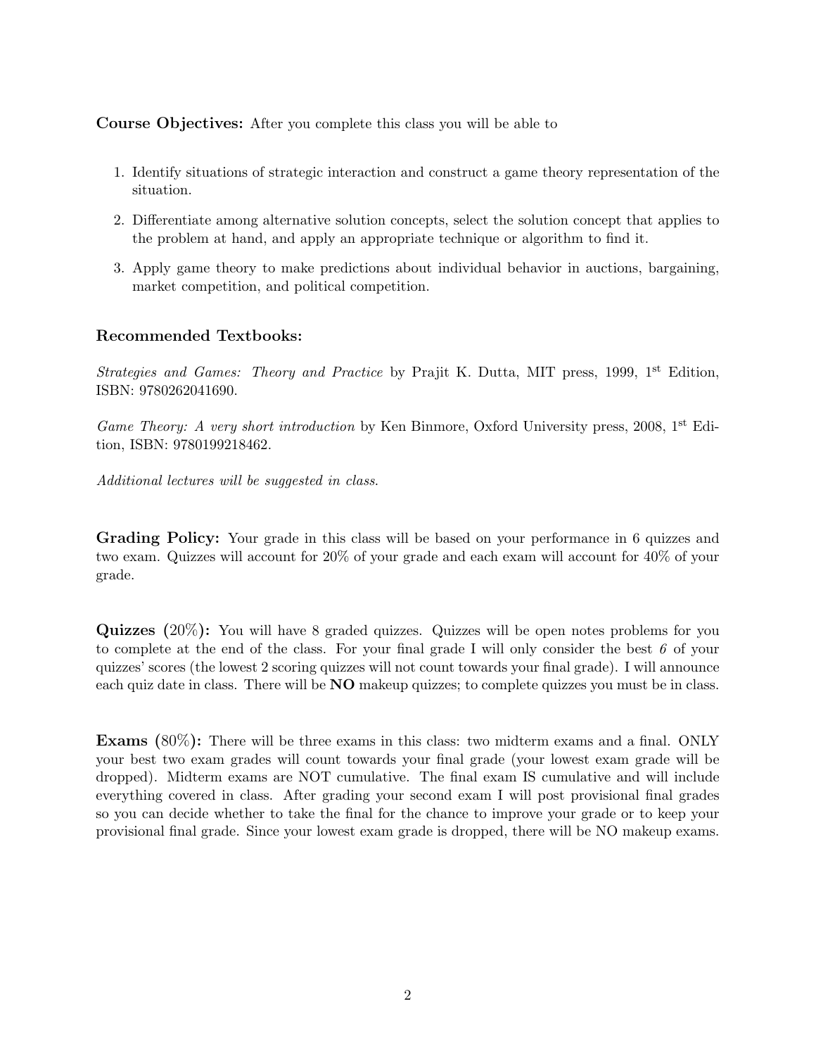**Course Objectives:** After you complete this class you will be able to

1. Identify situations of strategic interaction and construct a game theory representation of the situation.
2. Differentiate among alternative solution concepts, select the solution concept that applies to the problem at hand, and apply an appropriate technique or algorithm to find it.
3. Apply game theory to make predictions about individual behavior in auctions, bargaining, market competition, and political competition.

## Recommended Textbooks:

*Strategies and Games: Theory and Practice* by Prajit K. Dutta, MIT press, 1999, 1st Edition, ISBN: 9780262041690.

*Game Theory: A very short introduction* by Ken Binmore, Oxford University press, 2008, 1st Edition, ISBN: 9780199218462.

*Additional lectures will be suggested in class.*

**Grading Policy:** Your grade in this class will be based on your performance in 6 quizzes and two exam. Quizzes will account for 20% of your grade and each exam will account for 40% of your grade.

**Quizzes (20%):** You will have 8 graded quizzes. Quizzes will be open notes problems for you to complete at the end of the class. For your final grade I will only consider the best *6* of your quizzes' scores (the lowest 2 scoring quizzes will not count towards your final grade). I will announce each quiz date in class. There will be **NO** makeup quizzes; to complete quizzes you must be in class.

**Exams (80%):** There will be three exams in this class: two midterm exams and a final. ONLY your best two exam grades will count towards your final grade (your lowest exam grade will be dropped). Midterm exams are NOT cumulative. The final exam IS cumulative and will include everything covered in class. After grading your second exam I will post provisional final grades so you can decide whether to take the final for the chance to improve your grade or to keep your provisional final grade. Since your lowest exam grade is dropped, there will be NO makeup exams.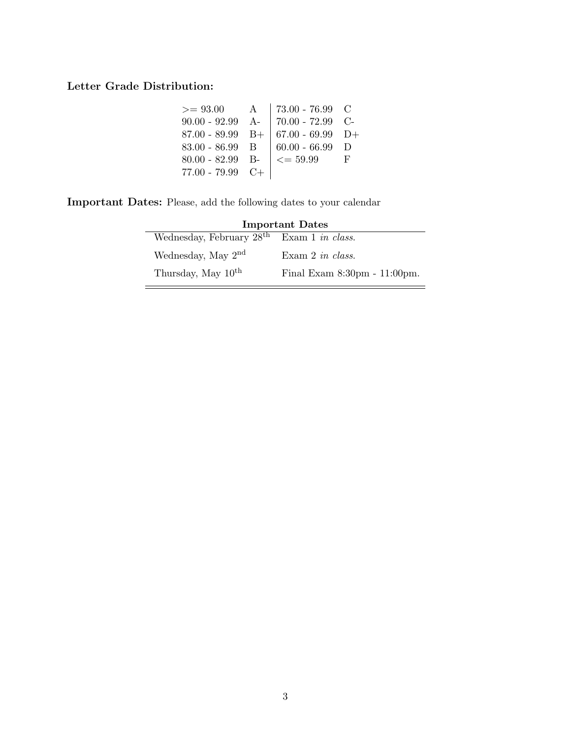**Letter Grade Distribution:**

| | | | |
|---|---|---|---|
| >= 93.00 | A | 73.00 - 76.99 | C |
| 90.00 - 92.99 | A- | 70.00 - 72.99 | C- |
| 87.00 - 89.99 | B+ | 67.00 - 69.99 | D+ |
| 83.00 - 86.99 | B | 60.00 - 66.99 | D |
| 80.00 - 82.99 | B- | <= 59.99 | F |
| 77.00 - 79.99 | C+ | | |

**Important Dates:** Please, add the following dates to your calendar

| **Important Dates** | |
|---|---|
| Wednesday, February $28^{\text{th}}$ | Exam 1 *in class*. |
| Wednesday, May $2^{\text{nd}}$ | Exam 2 *in class*. |
| Thursday, May $10^{\text{th}}$ | Final Exam 8:30pm - 11:00pm. |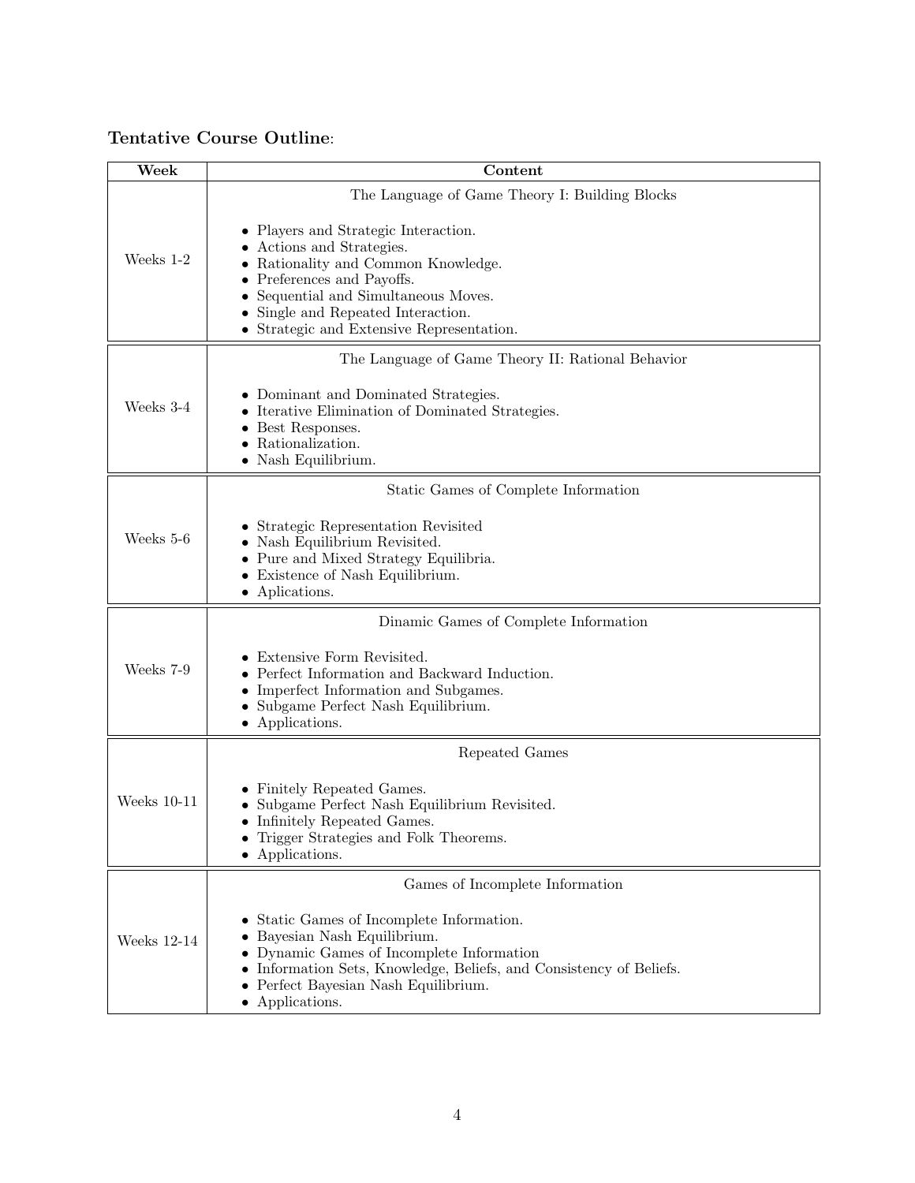**Tentative Course Outline**:

| Week | Content |
| --- | --- |
| Weeks 1-2 | The Language of Game Theory I: Building Blocks<br><br>• Players and Strategic Interaction.<br>• Actions and Strategies.<br>• Rationality and Common Knowledge.<br>• Preferences and Payoffs.<br>• Sequential and Simultaneous Moves.<br>• Single and Repeated Interaction.<br>• Strategic and Extensive Representation. |
| Weeks 3-4 | The Language of Game Theory II: Rational Behavior<br><br>• Dominant and Dominated Strategies.<br>• Iterative Elimination of Dominated Strategies.<br>• Best Responses.<br>• Rationalization.<br>• Nash Equilibrium. |
| Weeks 5-6 | Static Games of Complete Information<br><br>• Strategic Representation Revisited<br>• Nash Equilibrium Revisited.<br>• Pure and Mixed Strategy Equilibria.<br>• Existence of Nash Equilibrium.<br>• Aplications. |
| Weeks 7-9 | Dinamic Games of Complete Information<br><br>• Extensive Form Revisited.<br>• Perfect Information and Backward Induction.<br>• Imperfect Information and Subgames.<br>• Subgame Perfect Nash Equilibrium.<br>• Applications. |
| Weeks 10-11 | Repeated Games<br><br>• Finitely Repeated Games.<br>• Subgame Perfect Nash Equilibrium Revisited.<br>• Infinitely Repeated Games.<br>• Trigger Strategies and Folk Theorems.<br>• Applications. |
| Weeks 12-14 | Games of Incomplete Information<br><br>• Static Games of Incomplete Information.<br>• Bayesian Nash Equilibrium.<br>• Dynamic Games of Incomplete Information<br>• Information Sets, Knowledge, Beliefs, and Consistency of Beliefs.<br>• Perfect Bayesian Nash Equilibrium.<br>• Applications. |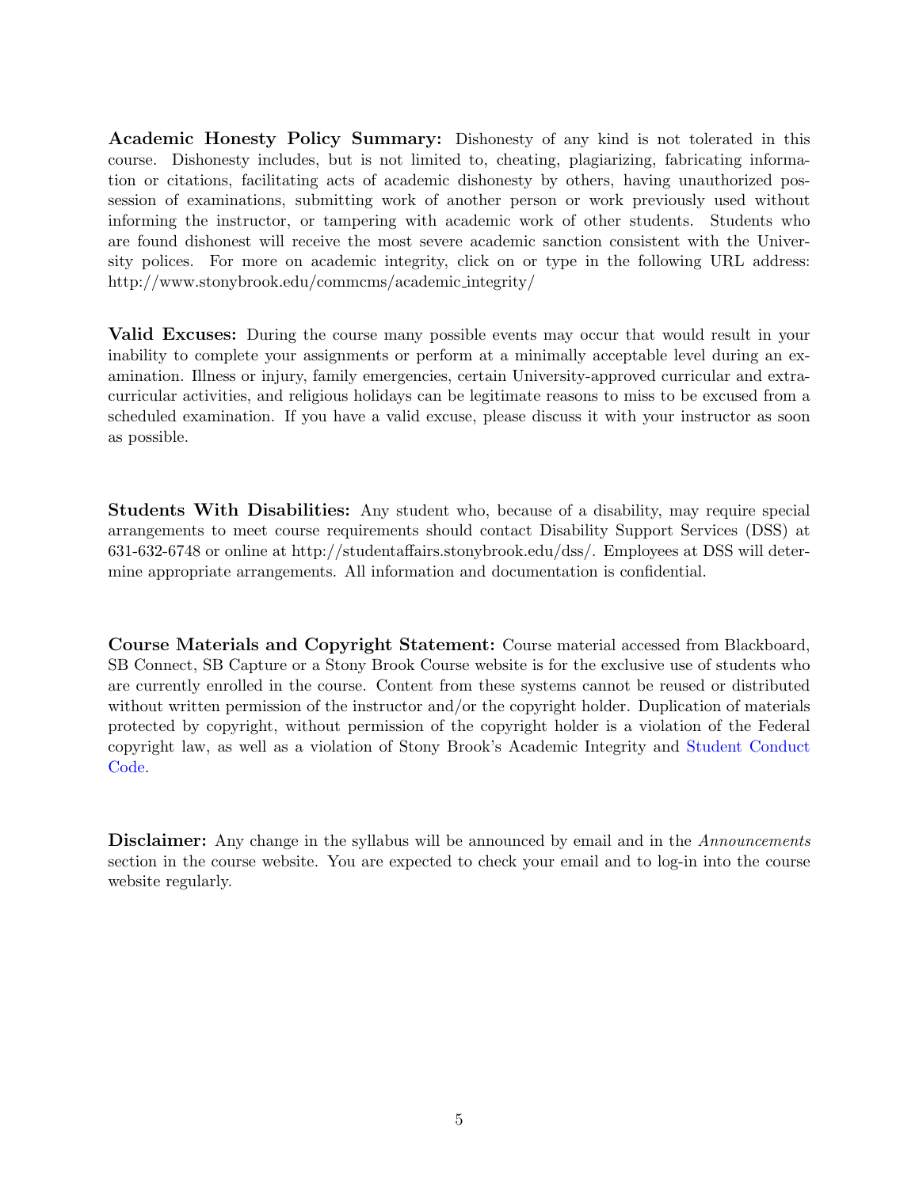**Academic Honesty Policy Summary:** Dishonesty of any kind is not tolerated in this course. Dishonesty includes, but is not limited to, cheating, plagiarizing, fabricating information or citations, facilitating acts of academic dishonesty by others, having unauthorized possession of examinations, submitting work of another person or work previously used without informing the instructor, or tampering with academic work of other students. Students who are found dishonest will receive the most severe academic sanction consistent with the University polices. For more on academic integrity, click on or type in the following URL address: http://www.stonybrook.edu/commcms/academic_integrity/

**Valid Excuses:** During the course many possible events may occur that would result in your inability to complete your assignments or perform at a minimally acceptable level during an examination. Illness or injury, family emergencies, certain University-approved curricular and extracurricular activities, and religious holidays can be legitimate reasons to miss to be excused from a scheduled examination. If you have a valid excuse, please discuss it with your instructor as soon as possible.

**Students With Disabilities:** Any student who, because of a disability, may require special arrangements to meet course requirements should contact Disability Support Services (DSS) at 631-632-6748 or online at http://studentaffairs.stonybrook.edu/dss/. Employees at DSS will determine appropriate arrangements. All information and documentation is confidential.

**Course Materials and Copyright Statement:** Course material accessed from Blackboard, SB Connect, SB Capture or a Stony Brook Course website is for the exclusive use of students who are currently enrolled in the course. Content from these systems cannot be reused or distributed without written permission of the instructor and/or the copyright holder. Duplication of materials protected by copyright, without permission of the copyright holder is a violation of the Federal copyright law, as well as a violation of Stony Brook's Academic Integrity and Student Conduct Code.

**Disclaimer:** Any change in the syllabus will be announced by email and in the *Announcements* section in the course website. You are expected to check your email and to log-in into the course website regularly.